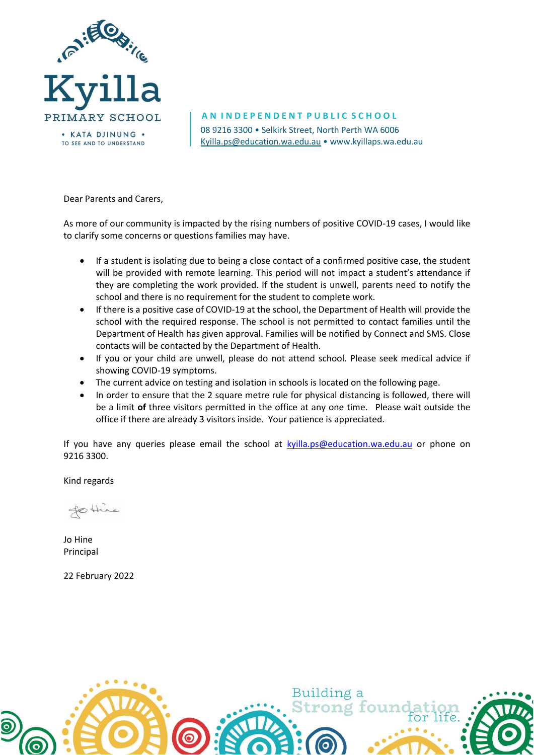Kyilla

PRIMARY SCHOOL

• KATA DJINUNG •
TO SEE AND TO UNDERSTAND

**AN INDEPENDENT PUBLIC SCHOOL**
08 9216 3300 • Selkirk Street, North Perth WA 6006
Kyilla.ps@education.wa.edu.au • www.kyillaps.wa.edu.au

Dear Parents and Carers,

As more of our community is impacted by the rising numbers of positive COVID-19 cases, I would like to clarify some concerns or questions families may have.

- If a student is isolating due to being a close contact of a confirmed positive case, the student will be provided with remote learning. This period will not impact a student's attendance if they are completing the work provided. If the student is unwell, parents need to notify the school and there is no requirement for the student to complete work.
- If there is a positive case of COVID-19 at the school, the Department of Health will provide the school with the required response. The school is not permitted to contact families until the Department of Health has given approval. Families will be notified by Connect and SMS. Close contacts will be contacted by the Department of Health.
- If you or your child are unwell, please do not attend school. Please seek medical advice if showing COVID-19 symptoms.
- The current advice on testing and isolation in schools is located on the following page.
- In order to ensure that the 2 square metre rule for physical distancing is followed, there will be a limit **of** three visitors permitted in the office at any one time. Please wait outside the office if there are already 3 visitors inside. Your patience is appreciated.

If you have any queries please email the school at kyilla.ps@education.wa.edu.au or phone on 9216 3300.

Kind regards

Jo Hine
Principal

22 February 2022

Building a Strong foundation for life.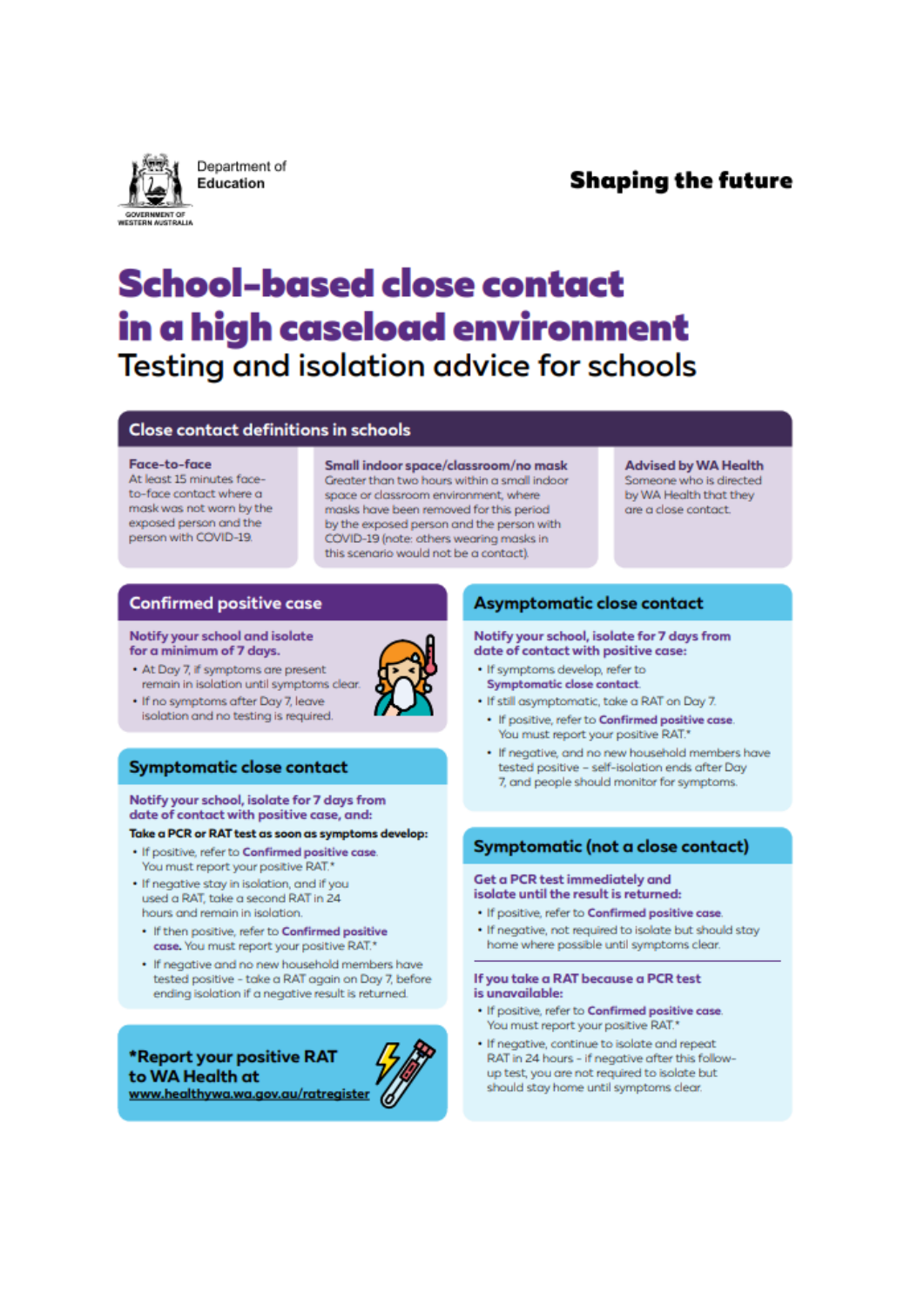Department of Education

GOVERNMENT OF WESTERN AUSTRALIA

**Shaping the future**

# School-based close contact in a high caseload environment

## Testing and isolation advice for schools

## Close contact definitions in schools

**Face-to-face**
At least 15 minutes face-to-face contact where a mask was not worn by the exposed person and the person with COVID-19.

**Small indoor space/classroom/no mask**
Greater than two hours within a small indoor space or classroom environment, where masks have been removed for this period by the exposed person and the person with COVID-19 (note: others wearing masks in this scenario would not be a contact).

**Advised by WA Health**
Someone who is directed by WA Health that they are a close contact.

## Confirmed positive case

**Notify your school and isolate for a minimum of 7 days.**

- At Day 7, if symptoms are present remain in isolation until symptoms clear.
- If no symptoms after Day 7, leave isolation and no testing is required.

## Symptomatic close contact

**Notify your school, isolate for 7 days from date of contact with positive case, and:**

**Take a PCR or RAT test as soon as symptoms develop:**

- If positive, refer to **Confirmed positive case**. You must report your positive RAT.*
- If negative stay in isolation, and if you used a RAT, take a second RAT in 24 hours and remain in isolation.
  - If then positive, refer to **Confirmed positive case**. You must report your positive RAT.*
  - If negative and no new household members have tested positive - take a RAT again on Day 7, before ending isolation if a negative result is returned.

## *Report your positive RAT to WA Health at www.healthywa.wa.gov.au/ratregister

## Asymptomatic close contact

**Notify your school, isolate for 7 days from date of contact with positive case:**

- If symptoms develop, refer to **Symptomatic close contact**.
- If still asymptomatic, take a RAT on Day 7.
  - If positive, refer to **Confirmed positive case**. You must report your positive RAT.*
  - If negative, and no new household members have tested positive – self-isolation ends after Day 7, and people should monitor for symptoms.

## Symptomatic (not a close contact)

**Get a PCR test immediately and isolate until the result is returned:**

- If positive, refer to **Confirmed positive case**.
- If negative, not required to isolate but should stay home where possible until symptoms clear.

**If you take a RAT because a PCR test is unavailable:**

- If positive, refer to **Confirmed positive case**. You must report your positive RAT.*
- If negative, continue to isolate and repeat RAT in 24 hours - if negative after this follow-up test, you are not required to isolate but should stay home until symptoms clear.